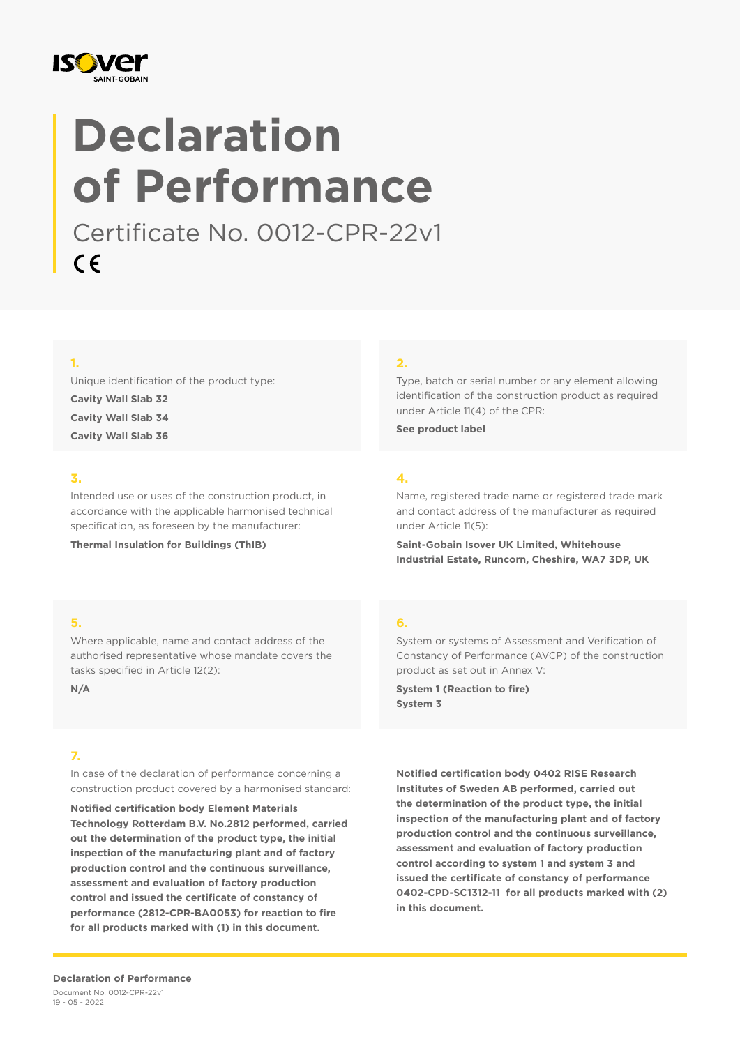ISOVER SAINT-GOBAIN

# Declaration of Performance

Certificate No. 0012-CPR-22v1

CE

**1.**

Unique identification of the product type:

**Cavity Wall Slab 32**

**Cavity Wall Slab 34**

**Cavity Wall Slab 36**

**2.**

Type, batch or serial number or any element allowing identification of the construction product as required under Article 11(4) of the CPR:

**See product label**

**3.**

Intended use or uses of the construction product, in accordance with the applicable harmonised technical specification, as foreseen by the manufacturer:

**Thermal Insulation for Buildings (ThIB)**

**4.**

Name, registered trade name or registered trade mark and contact address of the manufacturer as required under Article 11(5):

**Saint-Gobain Isover UK Limited, Whitehouse Industrial Estate, Runcorn, Cheshire, WA7 3DP, UK**

**5.**

Where applicable, name and contact address of the authorised representative whose mandate covers the tasks specified in Article 12(2):

**N/A**

**6.**

System or systems of Assessment and Verification of Constancy of Performance (AVCP) of the construction product as set out in Annex V:

**System 1 (Reaction to fire)**

**System 3**

**7.**

In case of the declaration of performance concerning a construction product covered by a harmonised standard:

**Notified certification body Element Materials Technology Rotterdam B.V. No.2812 performed, carried out the determination of the product type, the initial inspection of the manufacturing plant and of factory production control and the continuous surveillance, assessment and evaluation of factory production control and issued the certificate of constancy of performance (2812-CPR-BA0053) for reaction to fire for all products marked with (1) in this document.**

**Notified certification body 0402 RISE Research Institutes of Sweden AB performed, carried out the determination of the product type, the initial inspection of the manufacturing plant and of factory production control and the continuous surveillance, assessment and evaluation of factory production control according to system 1 and system 3 and issued the certificate of constancy of performance 0402-CPD-SC1312-11 for all products marked with (2) in this document.**

**Declaration of Performance**

Document No. 0012-CPR-22v1

19 - 05 - 2022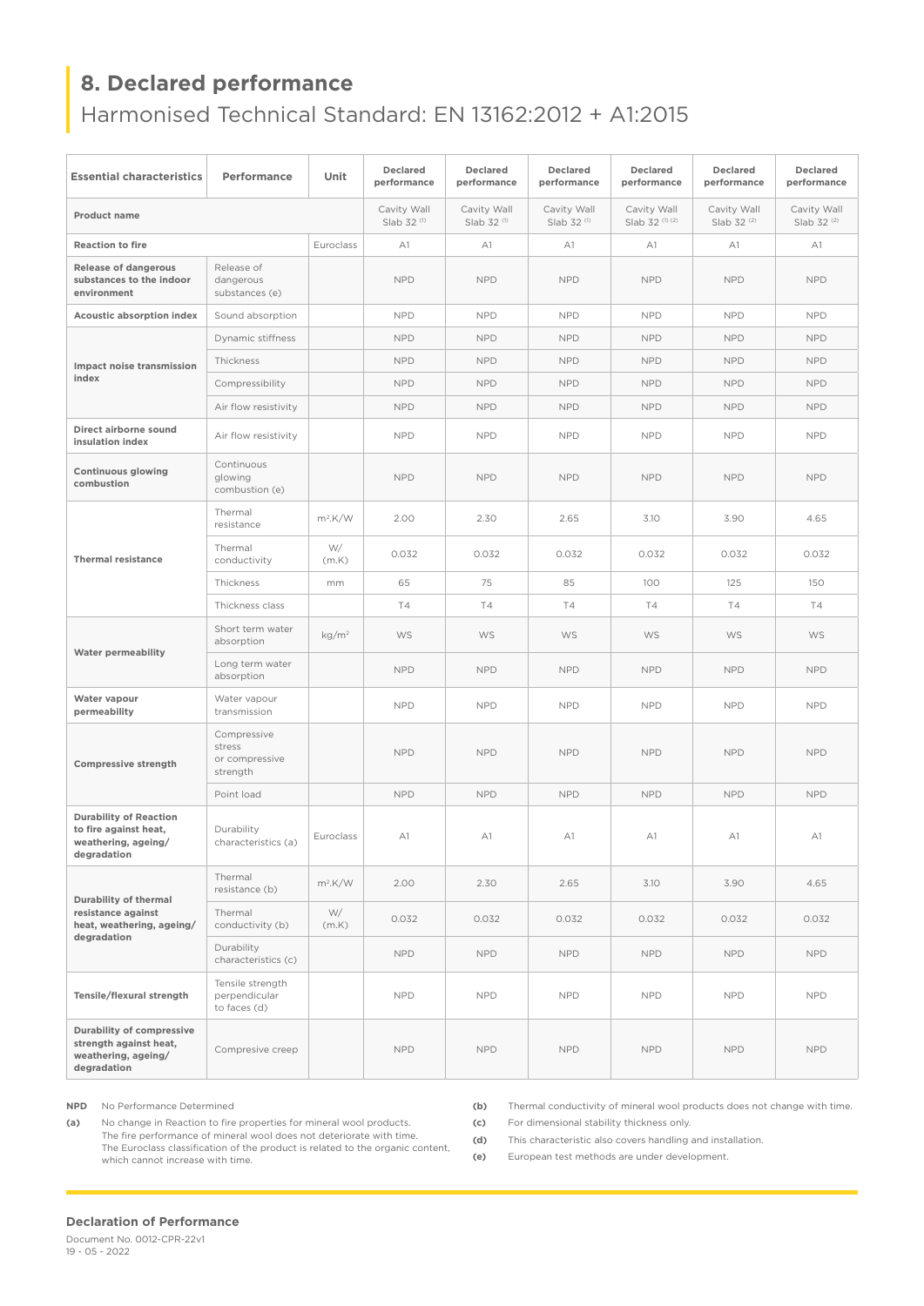## 8. Declared performance

Harmonised Technical Standard: EN 13162:2012 + A1:2015

| Essential characteristics | Performance | Unit | Declared performance | Declared performance | Declared performance | Declared performance | Declared performance | Declared performance |
|---|---|---|---|---|---|---|---|---|
| **Product name** | | | Cavity Wall Slab 32 [1] | Cavity Wall Slab 32 [1] | Cavity Wall Slab 32 [1] | Cavity Wall Slab 32 [1] [2] | Cavity Wall Slab 32 [2] | Cavity Wall Slab 32 [2] |
| **Reaction to fire** | | Euroclass | A1 | A1 | A1 | A1 | A1 | A1 |
| **Release of dangerous substances to the indoor environment** | Release of dangerous substances (e) | | NPD | NPD | NPD | NPD | NPD | NPD |
| **Acoustic absorption index** | Sound absorption | | NPD | NPD | NPD | NPD | NPD | NPD |
| **Impact noise transmission index** | Dynamic stiffness | | NPD | NPD | NPD | NPD | NPD | NPD |
| | Thickness | | NPD | NPD | NPD | NPD | NPD | NPD |
| | Compressibility | | NPD | NPD | NPD | NPD | NPD | NPD |
| | Air flow resistivity | | NPD | NPD | NPD | NPD | NPD | NPD |
| **Direct airborne sound insulation index** | Air flow resistivity | | NPD | NPD | NPD | NPD | NPD | NPD |
| **Continuous glowing combustion** | Continuous glowing combustion (e) | | NPD | NPD | NPD | NPD | NPD | NPD |
| **Thermal resistance** | Thermal resistance | $m^2.K/W$ | 2.00 | 2.30 | 2.65 | 3.10 | 3.90 | 4.65 |
| | Thermal conductivity | W/(m.K) | 0.032 | 0.032 | 0.032 | 0.032 | 0.032 | 0.032 |
| | Thickness | mm | 65 | 75 | 85 | 100 | 125 | 150 |
| | Thickness class | | T4 | T4 | T4 | T4 | T4 | T4 |
| **Water permeability** | Short term water absorption | $kg/m^2$ | WS | WS | WS | WS | WS | WS |
| | Long term water absorption | | NPD | NPD | NPD | NPD | NPD | NPD |
| **Water vapour permeability** | Water vapour transmission | | NPD | NPD | NPD | NPD | NPD | NPD |
| **Compressive strength** | Compressive stress or compressive strength | | NPD | NPD | NPD | NPD | NPD | NPD |
| | Point load | | NPD | NPD | NPD | NPD | NPD | NPD |
| **Durability of Reaction to fire against heat, weathering, ageing/degradation** | Durability characteristics (a) | Euroclass | A1 | A1 | A1 | A1 | A1 | A1 |
| **Durability of thermal resistance against heat, weathering, ageing/degradation** | Thermal resistance (b) | $m^2.K/W$ | 2.00 | 2.30 | 2.65 | 3.10 | 3.90 | 4.65 |
| | Thermal conductivity (b) | W/(m.K) | 0.032 | 0.032 | 0.032 | 0.032 | 0.032 | 0.032 |
| | Durability characteristics (c) | | NPD | NPD | NPD | NPD | NPD | NPD |
| **Tensile/flexural strength** | Tensile strength perpendicular to faces (d) | | NPD | NPD | NPD | NPD | NPD | NPD |
| **Durability of compressive strength against heat, weathering, ageing/degradation** | Compresive creep | | NPD | NPD | NPD | NPD | NPD | NPD |

**NPD** No Performance Determined

**(a)** No change in Reaction to fire properties for mineral wool products. The fire performance of mineral wool does not deteriorate with time. The Euroclass classification of the product is related to the organic content, which cannot increase with time.

**(b)** Thermal conductivity of mineral wool products does not change with time.

**(c)** For dimensional stability thickness only.

**(d)** This characteristic also covers handling and installation.

**(e)** European test methods are under development.

**Declaration of Performance**

Document No. 0012-CPR-22v1

19 - 05 - 2022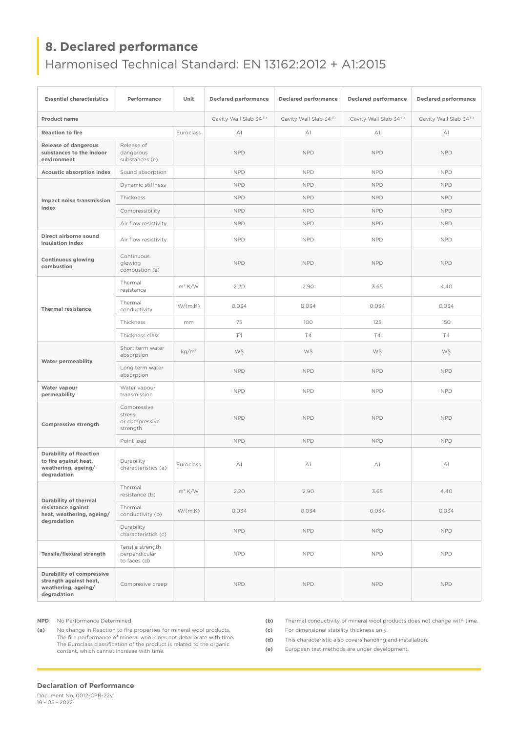## 8. Declared performance

Harmonised Technical Standard: EN 13162:2012 + A1:2015

| Essential characteristics | Performance | Unit | Declared performance | Declared performance | Declared performance | Declared performance |
|---|---|---|---|---|---|---|
| **Product name** | | | Cavity Wall Slab 34 [1] | Cavity Wall Slab 34 [1] | Cavity Wall Slab 34 [1] | Cavity Wall Slab 34 [1] |
| **Reaction to fire** | | Euroclass | A1 | A1 | A1 | A1 |
| **Release of dangerous substances to the indoor environment** | Release of dangerous substances (e) | | NPD | NPD | NPD | NPD |
| **Acoustic absorption index** | Sound absorption | | NPD | NPD | NPD | NPD |
| **Impact noise transmission index** | Dynamic stiffness | | NPD | NPD | NPD | NPD |
| | Thickness | | NPD | NPD | NPD | NPD |
| | Compressibility | | NPD | NPD | NPD | NPD |
| | Air flow resistivity | | NPD | NPD | NPD | NPD |
| **Direct airborne sound insulation index** | Air flow resistivity | | NPD | NPD | NPD | NPD |
| **Continuous glowing combustion** | Continuous glowing combustion (e) | | NPD | NPD | NPD | NPD |
| **Thermal resistance** | Thermal resistance | $m^2.K/W$ | 2.20 | 2.90 | 3.65 | 4.40 |
| | Thermal conductivity | W/(m.K) | 0.034 | 0.034 | 0.034 | 0.034 |
| | Thickness | mm | 75 | 100 | 125 | 150 |
| | Thickness class | | T4 | T4 | T4 | T4 |
| **Water permeability** | Short term water absorption | $kg/m^2$ | WS | WS | WS | WS |
| | Long term water absorption | | NPD | NPD | NPD | NPD |
| **Water vapour permeability** | Water vapour transmission | | NPD | NPD | NPD | NPD |
| **Compressive strength** | Compressive stress or compressive strength | | NPD | NPD | NPD | NPD |
| | Point load | | NPD | NPD | NPD | NPD |
| **Durability of Reaction to fire against heat, weathering, ageing/ degradation** | Durability characteristics (a) | Euroclass | A1 | A1 | A1 | A1 |
| **Durability of thermal resistance against heat, weathering, ageing/ degradation** | Thermal resistance (b) | $m^2.K/W$ | 2.20 | 2.90 | 3.65 | 4.40 |
| | Thermal conductivity (b) | W/(m.K) | 0.034 | 0.034 | 0.034 | 0.034 |
| | Durability characteristics (c) | | NPD | NPD | NPD | NPD |
| **Tensile/flexural strength** | Tensile strength perpendicular to faces (d) | | NPD | NPD | NPD | NPD |
| **Durability of compressive strength against heat, weathering, ageing/ degradation** | Compresive creep | | NPD | NPD | NPD | NPD |

**NPD** No Performance Determined

**(a)** No change in Reaction to fire properties for mineral wool products. The fire performance of mineral wool does not deteriorate with time. The Euroclass classification of the product is related to the organic content, which cannot increase with time.

**(b)** Thermal conductivity of mineral wool products does not change with time.

**(c)** For dimensional stability thickness only.

**(d)** This characteristic also covers handling and installation.

**(e)** European test methods are under development.

**Declaration of Performance**

Document No. 0012-CPR-22v1
19 - 05 - 2022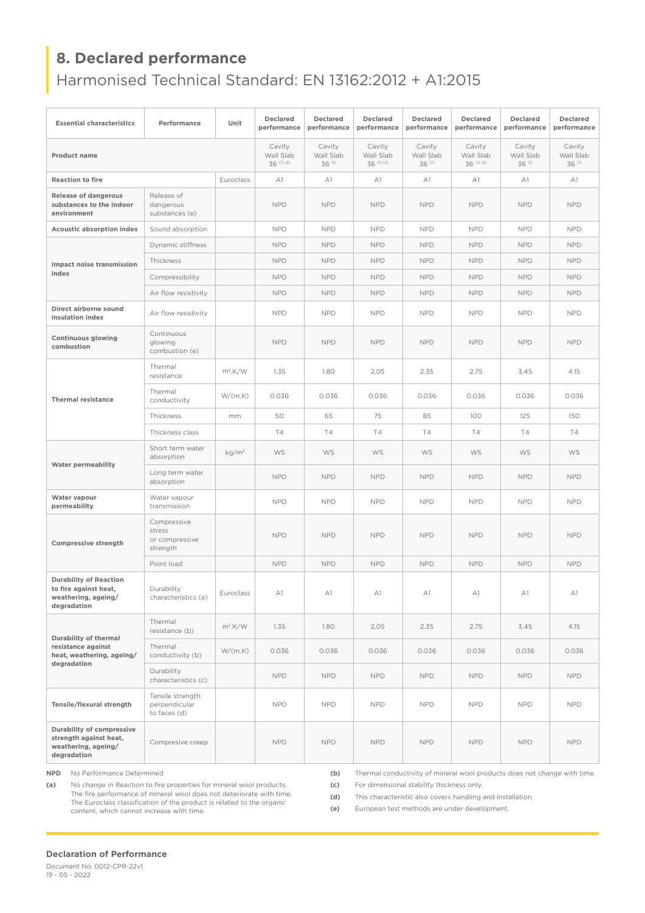## 8. Declared performance

Harmonised Technical Standard: EN 13162:2012 + A1:2015

| Essential characteristics | Performance | Unit | Declared performance | Declared performance | Declared performance | Declared performance | Declared performance | Declared performance | Declared performance |
|---|---|---|---|---|---|---|---|---|---|
| **Product name** | | | Cavity Wall Slab 36 [(1) (2)] | Cavity Wall Slab 36 [(1)] | Cavity Wall Slab 36 [(1) (2)] | Cavity Wall Slab 36 [(1)] | Cavity Wall Slab 36 [(1) (2)] | Cavity Wall Slab 36 [(1)] | Cavity Wall Slab 36 [(1)] |
| **Reaction to fire** | | Euroclass | A1 | A1 | A1 | A1 | A1 | A1 | A1 |
| **Release of dangerous substances to the indoor environment** | Release of dangerous substances (e) | | NPD | NPD | NPD | NPD | NPD | NPD | NPD |
| **Acoustic absorption index** | Sound absorption | | NPD | NPD | NPD | NPD | NPD | NPD | NPD |
| **Impact noise transmission index** | Dynamic stiffness | | NPD | NPD | NPD | NPD | NPD | NPD | NPD |
| | Thickness | | NPD | NPD | NPD | NPD | NPD | NPD | NPD |
| | Compressibility | | NPD | NPD | NPD | NPD | NPD | NPD | NPD |
| | Air flow resistivity | | NPD | NPD | NPD | NPD | NPD | NPD | NPD |
| **Direct airborne sound insulation index** | Air flow resistivity | | NPD | NPD | NPD | NPD | NPD | NPD | NPD |
| **Continuous glowing combustion** | Continuous glowing combustion (e) | | NPD | NPD | NPD | NPD | NPD | NPD | NPD |
| **Thermal resistance** | Thermal resistance | $m^2.K/W$ | 1.35 | 1.80 | 2.05 | 2.35 | 2.75 | 3.45 | 4.15 |
| | Thermal conductivity | W/(m.K) | 0.036 | 0.036 | 0.036 | 0.036 | 0.036 | 0.036 | 0.036 |
| | Thickness | mm | 50 | 65 | 75 | 85 | 100 | 125 | 150 |
| | Thickness class | | T4 | T4 | T4 | T4 | T4 | T4 | T4 |
| **Water permeability** | Short term water absorption | $kg/m^2$ | WS | WS | WS | WS | WS | WS | WS |
| | Long term water absorption | | NPD | NPD | NPD | NPD | NPD | NPD | NPD |
| **Water vapour permeability** | Water vapour transmission | | NPD | NPD | NPD | NPD | NPD | NPD | NPD |
| **Compressive strength** | Compressive stress or compressive strength | | NPD | NPD | NPD | NPD | NPD | NPD | NPD |
| | Point load | | NPD | NPD | NPD | NPD | NPD | NPD | NPD |
| **Durability of Reaction to fire against heat, weathering, ageing/degradation** | Durability characteristics (a) | Euroclass | A1 | A1 | A1 | A1 | A1 | A1 | A1 |
| **Durability of thermal resistance against heat, weathering, ageing/degradation** | Thermal resistance (b) | $m^2.K/W$ | 1.35 | 1.80 | 2.05 | 2.35 | 2.75 | 3.45 | 4.15 |
| | Thermal conductivity (b) | W/(m.K) | 0.036 | 0.036 | 0.036 | 0.036 | 0.036 | 0.036 | 0.036 |
| | Durability characteristics (c) | | NPD | NPD | NPD | NPD | NPD | NPD | NPD |
| **Tensile/flexural strength** | Tensile strength perpendicular to faces (d) | | NPD | NPD | NPD | NPD | NPD | NPD | NPD |
| **Durability of compressive strength against heat, weathering, ageing/degradation** | Compresive creep | | NPD | NPD | NPD | NPD | NPD | NPD | NPD |

**NPD** No Performance Determined

**(a)** No change in Reaction to fire properties for mineral wool products. The fire performance of mineral wool does not deteriorate with time. The Euroclass classification of the product is related to the organic content, which cannot increase with time.

**(b)** Thermal conductivity of mineral wool products does not change with time.

**(c)** For dimensional stability thickness only.

**(d)** This characteristic also covers handling and installation.

**(e)** European test methods are under development.

**Declaration of Performance**

Document No. 0012-CPR-22v1
19 - 05 - 2022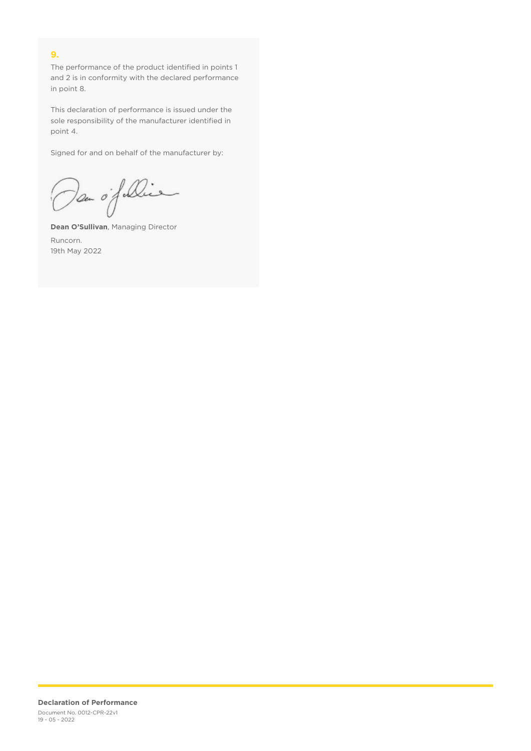## 9.

The performance of the product identified in points 1 and 2 is in conformity with the declared performance in point 8.

This declaration of performance is issued under the sole responsibility of the manufacturer identified in point 4.

Signed for and on behalf of the manufacturer by:

**Dean O'Sullivan**, Managing Director

Runcorn.
19th May 2022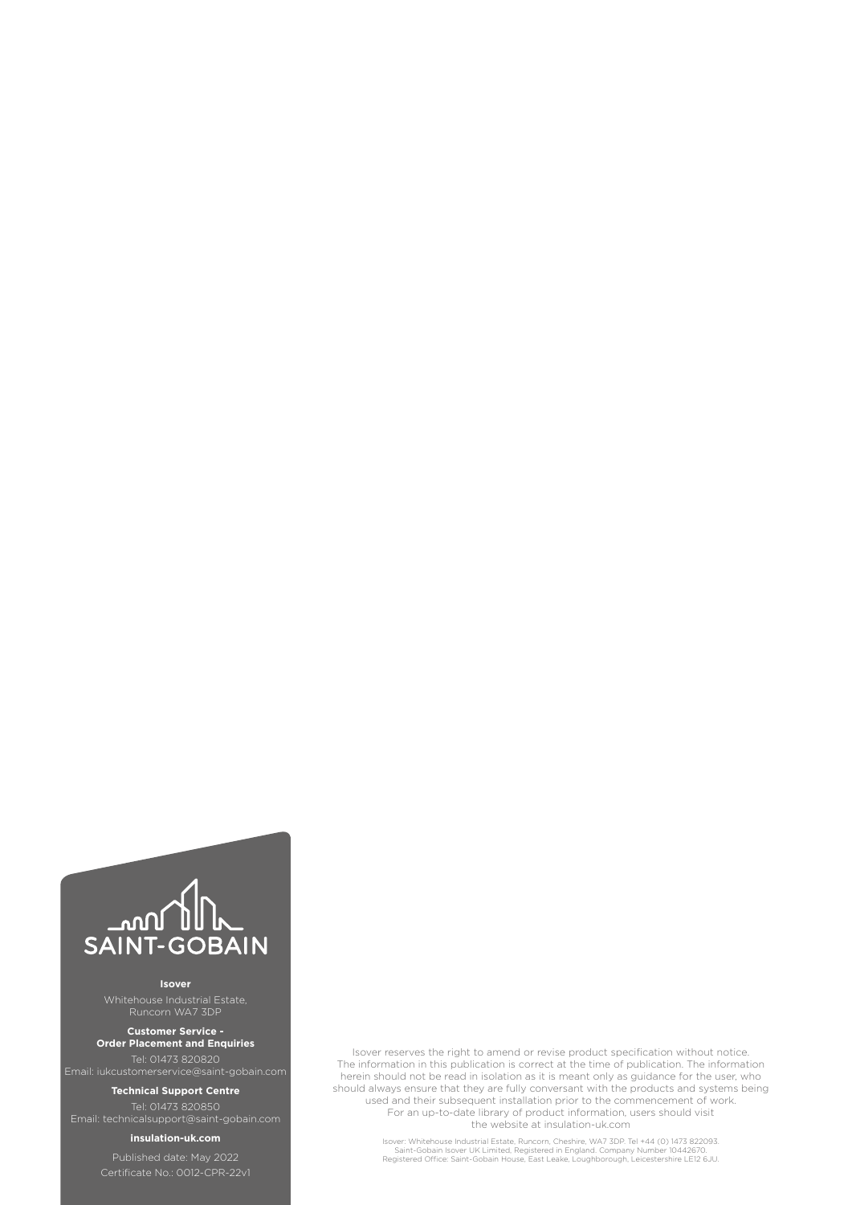SAINT-GOBAIN

**Isover**

Whitehouse Industrial Estate,
Runcorn WA7 3DP

**Customer Service - Order Placement and Enquiries**

Tel: 01473 820820
Email: iukcustomerservice@saint-gobain.com

**Technical Support Centre**

Tel: 01473 820850
Email: technicalsupport@saint-gobain.com

**insulation-uk.com**

Published date: May 2022
Certificate No.: 0012-CPR-22v1

Isover reserves the right to amend or revise product specification without notice. The information in this publication is correct at the time of publication. The information herein should not be read in isolation as it is meant only as guidance for the user, who should always ensure that they are fully conversant with the products and systems being used and their subsequent installation prior to the commencement of work. For an up-to-date library of product information, users should visit the website at insulation-uk.com

Isover: Whitehouse Industrial Estate, Runcorn, Cheshire, WA7 3DP. Tel +44 (0) 1473 822093.
Saint-Gobain Isover UK Limited, Registered in England. Company Number 10442670.
Registered Office: Saint-Gobain House, East Leake, Loughborough, Leicestershire LE12 6JU.